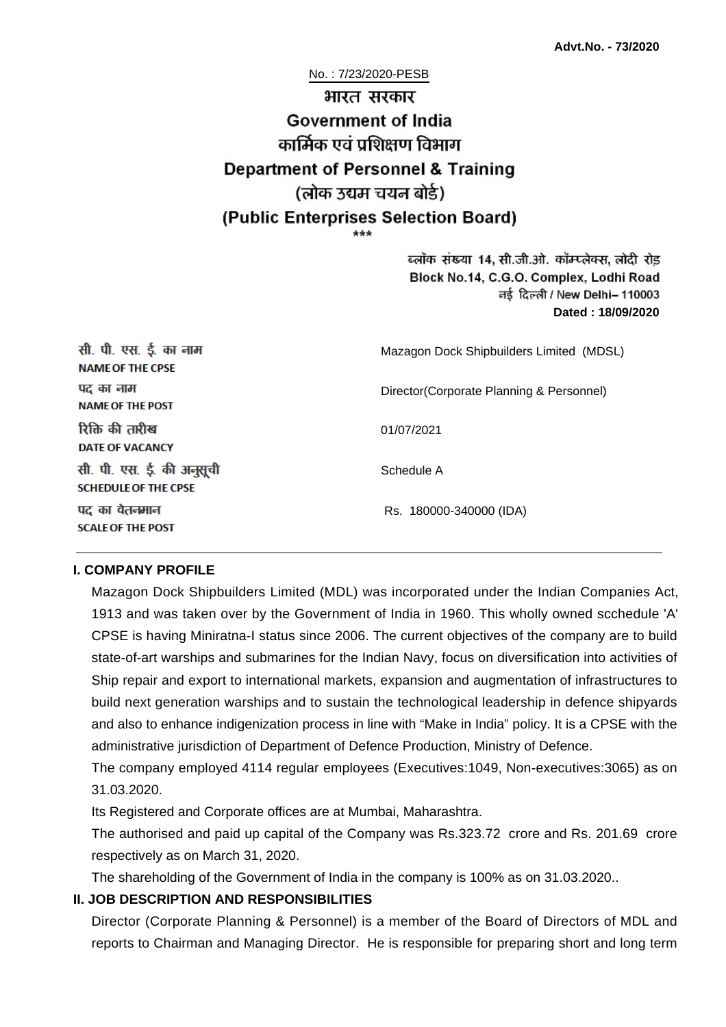**Advt.No. - 73/2020**

No. : 7/23/2020-PESB

# भारत सरकार
# Government of India
## कार्मिक एवं प्रशिक्षण विभाग
## Department of Personnel & Training
## (लोक उद्यम चयन बोर्ड)
## (Public Enterprises Selection Board)

\*\*\*

ब्लॉक संख्या 14, सी.जी.ओ. कॉम्प्लेक्स, लोदी रोड
Block No.14, C.G.O. Complex, Lodhi Road
नई दिल्ली / New Delhi– 110003
**Dated : 18/09/2020**

| | |
|---|---|
| सी. पी. एस. ई. का नाम **NAME OF THE CPSE** | Mazagon Dock Shipbuilders Limited (MDSL) |
| पद का नाम **NAME OF THE POST** | Director(Corporate Planning & Personnel) |
| रिक्ति की तारीख **DATE OF VACANCY** | 01/07/2021 |
| सी. पी. एस. ई. की अनुसूची **SCHEDULE OF THE CPSE** | Schedule A |
| पद का वेतनमान **SCALE OF THE POST** | Rs. 180000-340000 (IDA) |

### I. COMPANY PROFILE

Mazagon Dock Shipbuilders Limited (MDL) was incorporated under the Indian Companies Act, 1913 and was taken over by the Government of India in 1960. This wholly owned scchedule 'A' CPSE is having Miniratna-I status since 2006. The current objectives of the company are to build state-of-art warships and submarines for the Indian Navy, focus on diversification into activities of Ship repair and export to international markets, expansion and augmentation of infrastructures to build next generation warships and to sustain the technological leadership in defence shipyards and also to enhance indigenization process in line with "Make in India" policy. It is a CPSE with the administrative jurisdiction of Department of Defence Production, Ministry of Defence.

The company employed 4114 regular employees (Executives:1049, Non-executives:3065) as on 31.03.2020.

Its Registered and Corporate offices are at Mumbai, Maharashtra.

The authorised and paid up capital of the Company was Rs.323.72 crore and Rs. 201.69 crore respectively as on March 31, 2020.

The shareholding of the Government of India in the company is 100% as on 31.03.2020..

### II. JOB DESCRIPTION AND RESPONSIBILITIES

Director (Corporate Planning & Personnel) is a member of the Board of Directors of MDL and reports to Chairman and Managing Director. He is responsible for preparing short and long term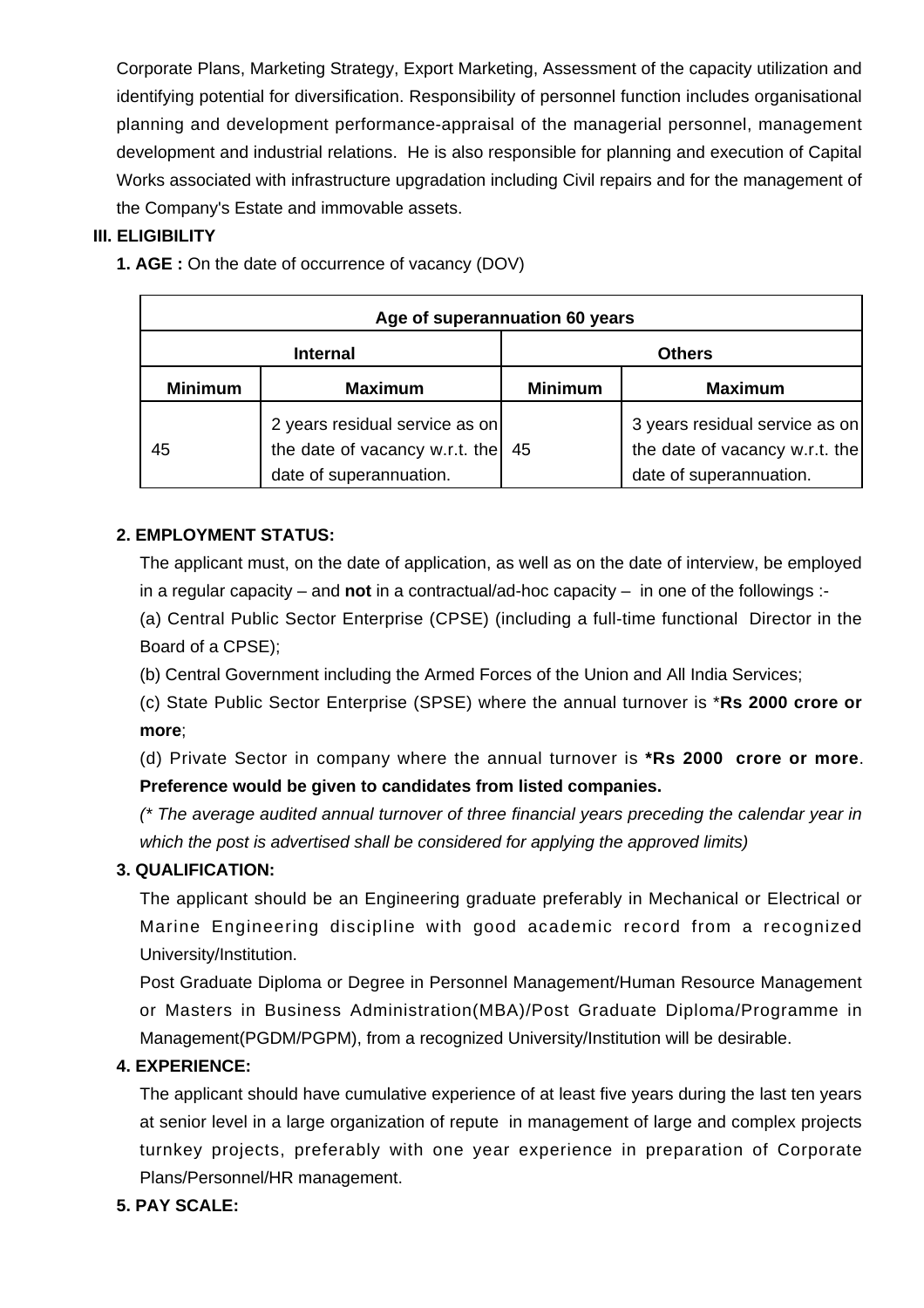Corporate Plans, Marketing Strategy, Export Marketing, Assessment of the capacity utilization and identifying potential for diversification. Responsibility of personnel function includes organisational planning and development performance-appraisal of the managerial personnel, management development and industrial relations. He is also responsible for planning and execution of Capital Works associated with infrastructure upgradation including Civil repairs and for the management of the Company's Estate and immovable assets.

**III. ELIGIBILITY**

**1. AGE :** On the date of occurrence of vacancy (DOV)

| **Age of superannuation 60 years** | | | |
|---|---|---|---|
| **Internal** | | **Others** | |
| **Minimum** | **Maximum** | **Minimum** | **Maximum** |
| 45 | 2 years residual service as on the date of vacancy w.r.t. the date of superannuation. | 45 | 3 years residual service as on the date of vacancy w.r.t. the date of superannuation. |

**2. EMPLOYMENT STATUS:**

The applicant must, on the date of application, as well as on the date of interview, be employed in a regular capacity – and **not** in a contractual/ad-hoc capacity – in one of the followings :-

(a) Central Public Sector Enterprise (CPSE) (including a full-time functional Director in the Board of a CPSE);

(b) Central Government including the Armed Forces of the Union and All India Services;

(c) State Public Sector Enterprise (SPSE) where the annual turnover is ***Rs 2000 crore or more**;

(d) Private Sector in company where the annual turnover is ***Rs 2000 crore or more**. **Preference would be given to candidates from listed companies.**

*(* The average audited annual turnover of three financial years preceding the calendar year in which the post is advertised shall be considered for applying the approved limits)*

**3. QUALIFICATION:**

The applicant should be an Engineering graduate preferably in Mechanical or Electrical or Marine Engineering discipline with good academic record from a recognized University/Institution.

Post Graduate Diploma or Degree in Personnel Management/Human Resource Management or Masters in Business Administration(MBA)/Post Graduate Diploma/Programme in Management(PGDM/PGPM), from a recognized University/Institution will be desirable.

**4. EXPERIENCE:**

The applicant should have cumulative experience of at least five years during the last ten years at senior level in a large organization of repute in management of large and complex projects turnkey projects, preferably with one year experience in preparation of Corporate Plans/Personnel/HR management.

**5. PAY SCALE:**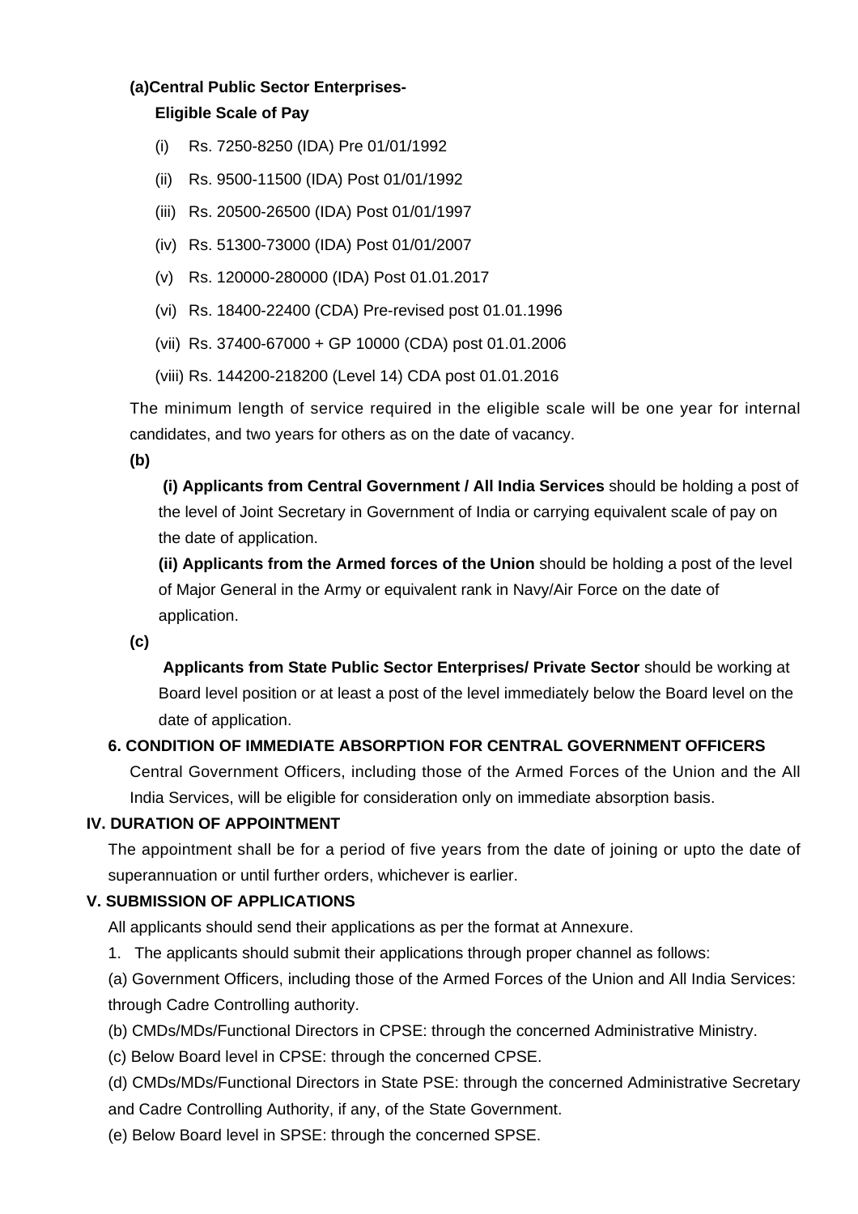**(a)Central Public Sector Enterprises-**

**Eligible Scale of Pay**

(i) Rs. 7250-8250 (IDA) Pre 01/01/1992

(ii) Rs. 9500-11500 (IDA) Post 01/01/1992

(iii) Rs. 20500-26500 (IDA) Post 01/01/1997

(iv) Rs. 51300-73000 (IDA) Post 01/01/2007

(v) Rs. 120000-280000 (IDA) Post 01.01.2017

(vi) Rs. 18400-22400 (CDA) Pre-revised post 01.01.1996

(vii) Rs. 37400-67000 + GP 10000 (CDA) post 01.01.2006

(viii) Rs. 144200-218200 (Level 14) CDA post 01.01.2016

The minimum length of service required in the eligible scale will be one year for internal candidates, and two years for others as on the date of vacancy.

**(b)**

**(i) Applicants from Central Government / All India Services** should be holding a post of the level of Joint Secretary in Government of India or carrying equivalent scale of pay on the date of application.

**(ii) Applicants from the Armed forces of the Union** should be holding a post of the level of Major General in the Army or equivalent rank in Navy/Air Force on the date of application.

**(c)**

**Applicants from State Public Sector Enterprises/ Private Sector** should be working at Board level position or at least a post of the level immediately below the Board level on the date of application.

**6. CONDITION OF IMMEDIATE ABSORPTION FOR CENTRAL GOVERNMENT OFFICERS**

Central Government Officers, including those of the Armed Forces of the Union and the All India Services, will be eligible for consideration only on immediate absorption basis.

## IV. DURATION OF APPOINTMENT

The appointment shall be for a period of five years from the date of joining or upto the date of superannuation or until further orders, whichever is earlier.

## V. SUBMISSION OF APPLICATIONS

All applicants should send their applications as per the format at Annexure.

1. The applicants should submit their applications through proper channel as follows:

(a) Government Officers, including those of the Armed Forces of the Union and All India Services: through Cadre Controlling authority.

(b) CMDs/MDs/Functional Directors in CPSE: through the concerned Administrative Ministry.

(c) Below Board level in CPSE: through the concerned CPSE.

(d) CMDs/MDs/Functional Directors in State PSE: through the concerned Administrative Secretary and Cadre Controlling Authority, if any, of the State Government.

(e) Below Board level in SPSE: through the concerned SPSE.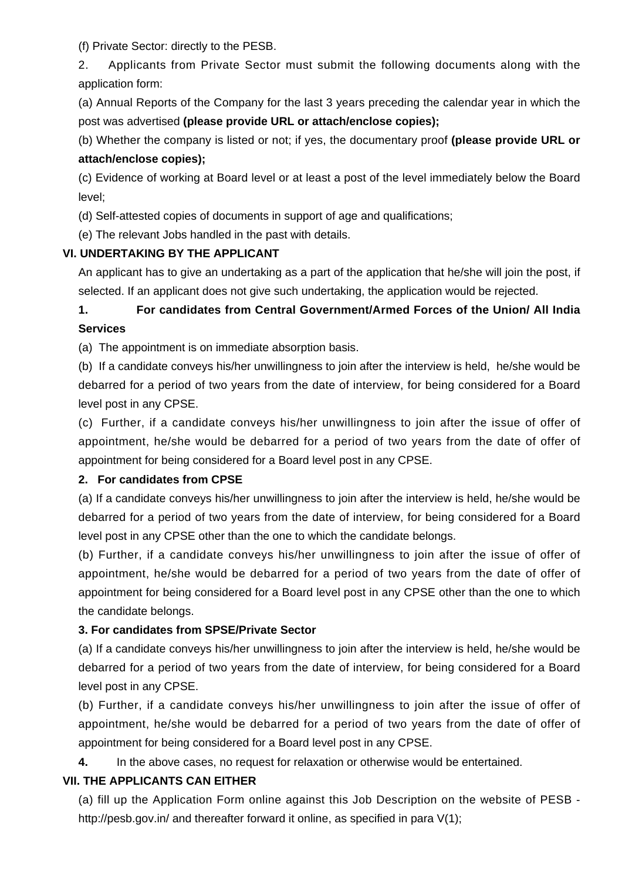(f) Private Sector: directly to the PESB.

2. Applicants from Private Sector must submit the following documents along with the application form:

(a) Annual Reports of the Company for the last 3 years preceding the calendar year in which the post was advertised **(please provide URL or attach/enclose copies);**

(b) Whether the company is listed or not; if yes, the documentary proof **(please provide URL or attach/enclose copies);**

(c) Evidence of working at Board level or at least a post of the level immediately below the Board level;

(d) Self-attested copies of documents in support of age and qualifications;

(e) The relevant Jobs handled in the past with details.

### VI. UNDERTAKING BY THE APPLICANT

An applicant has to give an undertaking as a part of the application that he/she will join the post, if selected. If an applicant does not give such undertaking, the application would be rejected.

**1. For candidates from Central Government/Armed Forces of the Union/ All India Services**

(a) The appointment is on immediate absorption basis.

(b) If a candidate conveys his/her unwillingness to join after the interview is held, he/she would be debarred for a period of two years from the date of interview, for being considered for a Board level post in any CPSE.

(c) Further, if a candidate conveys his/her unwillingness to join after the issue of offer of appointment, he/she would be debarred for a period of two years from the date of offer of appointment for being considered for a Board level post in any CPSE.

**2. For candidates from CPSE**

(a) If a candidate conveys his/her unwillingness to join after the interview is held, he/she would be debarred for a period of two years from the date of interview, for being considered for a Board level post in any CPSE other than the one to which the candidate belongs.

(b) Further, if a candidate conveys his/her unwillingness to join after the issue of offer of appointment, he/she would be debarred for a period of two years from the date of offer of appointment for being considered for a Board level post in any CPSE other than the one to which the candidate belongs.

**3. For candidates from SPSE/Private Sector**

(a) If a candidate conveys his/her unwillingness to join after the interview is held, he/she would be debarred for a period of two years from the date of interview, for being considered for a Board level post in any CPSE.

(b) Further, if a candidate conveys his/her unwillingness to join after the issue of offer of appointment, he/she would be debarred for a period of two years from the date of offer of appointment for being considered for a Board level post in any CPSE.

**4.** In the above cases, no request for relaxation or otherwise would be entertained.

### VII. THE APPLICANTS CAN EITHER

(a) fill up the Application Form online against this Job Description on the website of PESB - http://pesb.gov.in/ and thereafter forward it online, as specified in para V(1);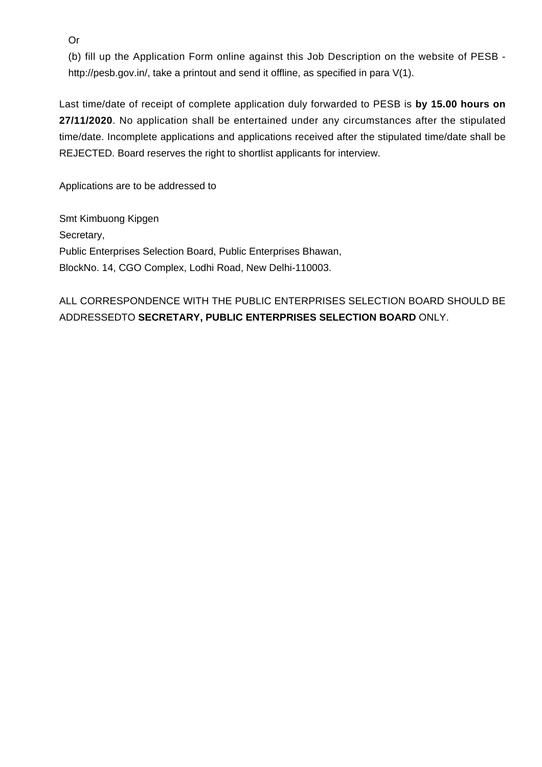Or

(b) fill up the Application Form online against this Job Description on the website of PESB - http://pesb.gov.in/, take a printout and send it offline, as specified in para V(1).

Last time/date of receipt of complete application duly forwarded to PESB is **by 15.00 hours on 27/11/2020**. No application shall be entertained under any circumstances after the stipulated time/date. Incomplete applications and applications received after the stipulated time/date shall be REJECTED. Board reserves the right to shortlist applicants for interview.

Applications are to be addressed to

Smt Kimbuong Kipgen
Secretary,
Public Enterprises Selection Board, Public Enterprises Bhawan,
BlockNo. 14, CGO Complex, Lodhi Road, New Delhi-110003.

ALL CORRESPONDENCE WITH THE PUBLIC ENTERPRISES SELECTION BOARD SHOULD BE ADDRESSEDTO **SECRETARY, PUBLIC ENTERPRISES SELECTION BOARD** ONLY.